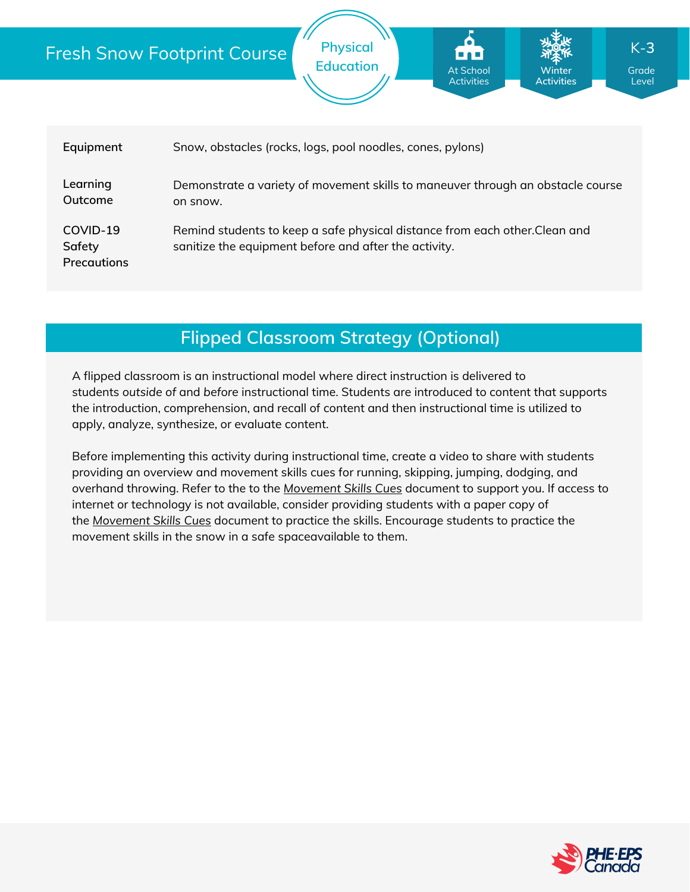# Fresh Snow Footprint Course

Physical Education

At School Activities | Winter Activities | K-3 Grade Level

| | |
|---|---|
| **Equipment** | Snow, obstacles (rocks, logs, pool noodles, cones, pylons) |
| **Learning Outcome** | Demonstrate a variety of movement skills to maneuver through an obstacle course on snow. |
| **COVID-19 Safety Precautions** | Remind students to keep a safe physical distance from each other.Clean and sanitize the equipment before and after the activity. |

## Flipped Classroom Strategy (Optional)

A flipped classroom is an instructional model where direct instruction is delivered to students *outside of* and *before* instructional time. Students are introduced to content that supports the introduction, comprehension, and recall of content and then instructional time is utilized to apply, analyze, synthesize, or evaluate content.

Before implementing this activity during instructional time, create a video to share with students providing an overview and movement skills cues for running, skipping, jumping, dodging, and overhand throwing. Refer to the to the *Movement Skills Cues* document to support you. If access to internet or technology is not available, consider providing students with a paper copy of the *Movement Skills Cues* document to practice the skills. Encourage students to practice the movement skills in the snow in a safe spaceavailable to them.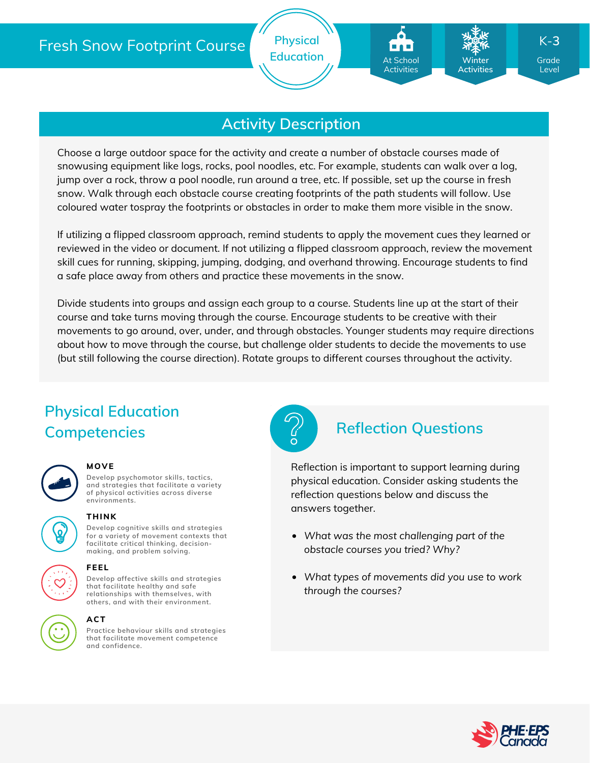# Fresh Snow Footprint Course

Physical Education

At School Activities | Winter Activities | K-3 Grade Level

## Activity Description

Choose a large outdoor space for the activity and create a number of obstacle courses made of snowusing equipment like logs, rocks, pool noodles, etc. For example, students can walk over a log, jump over a rock, throw a pool noodle, run around a tree, etc. If possible, set up the course in fresh snow. Walk through each obstacle course creating footprints of the path students will follow. Use coloured water tospray the footprints or obstacles in order to make them more visible in the snow.

If utilizing a flipped classroom approach, remind students to apply the movement cues they learned or reviewed in the video or document. If not utilizing a flipped classroom approach, review the movement skill cues for running, skipping, jumping, dodging, and overhand throwing. Encourage students to find a safe place away from others and practice these movements in the snow.

Divide students into groups and assign each group to a course. Students line up at the start of their course and take turns moving through the course. Encourage students to be creative with their movements to go around, over, under, and through obstacles. Younger students may require directions about how to move through the course, but challenge older students to decide the movements to use (but still following the course direction). Rotate groups to different courses throughout the activity.

## Physical Education Competencies

**MOVE**

Develop psychomotor skills, tactics, and strategies that facilitate a variety of physical activities across diverse environments.

**THINK**

Develop cognitive skills and strategies for a variety of movement contexts that facilitate critical thinking, decision-making, and problem solving.

**FEEL**

Develop affective skills and strategies that facilitate healthy and safe relationships with themselves, with others, and with their environment.

**ACT**

Practice behaviour skills and strategies that facilitate movement competence and confidence.

## Reflection Questions

Reflection is important to support learning during physical education. Consider asking students the reflection questions below and discuss the answers together.

- *What was the most challenging part of the obstacle courses you tried? Why?*
- *What types of movements did you use to work through the courses?*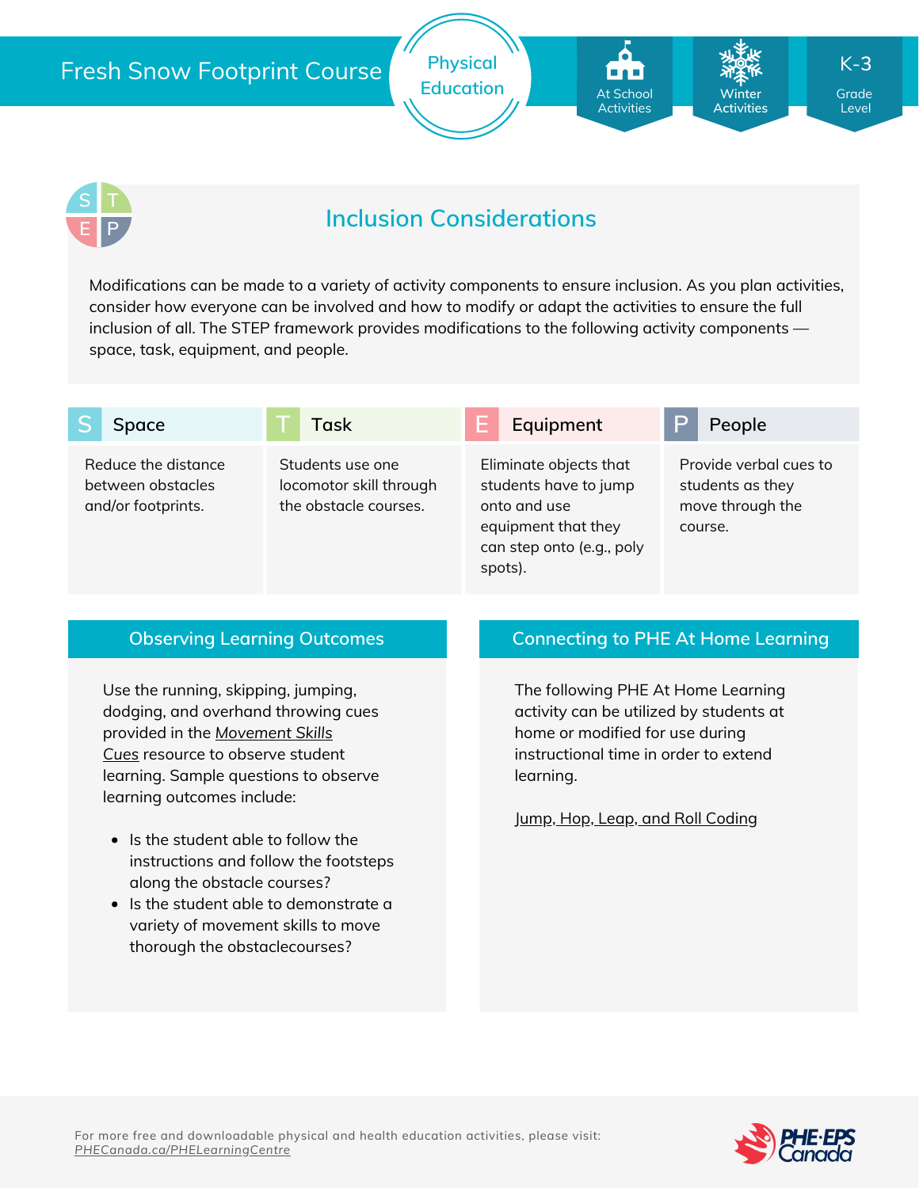# Fresh Snow Footprint Course

Physical Education

At School Activities | Winter Activities | K-3 Grade Level

## Inclusion Considerations

Modifications can be made to a variety of activity components to ensure inclusion. As you plan activities, consider how everyone can be involved and how to modify or adapt the activities to ensure the full inclusion of all. The STEP framework provides modifications to the following activity components — space, task, equipment, and people.

| S Space | T Task | E Equipment | P People |
| --- | --- | --- | --- |
| Reduce the distance between obstacles and/or footprints. | Students use one locomotor skill through the obstacle courses. | Eliminate objects that students have to jump onto and use equipment that they can step onto (e.g., poly spots). | Provide verbal cues to students as they move through the course. |

## Observing Learning Outcomes

Use the running, skipping, jumping, dodging, and overhand throwing cues provided in the *Movement Skills Cues* resource to observe student learning. Sample questions to observe learning outcomes include:

- Is the student able to follow the instructions and follow the footsteps along the obstacle courses?
- Is the student able to demonstrate a variety of movement skills to move thorough the obstaclecourses?

## Connecting to PHE At Home Learning

The following PHE At Home Learning activity can be utilized by students at home or modified for use during instructional time in order to extend learning.

Jump, Hop, Leap, and Roll Coding

For more free and downloadable physical and health education activities, please visit: PHECanada.ca/PHELearningCentre

PHE·EPS Canada